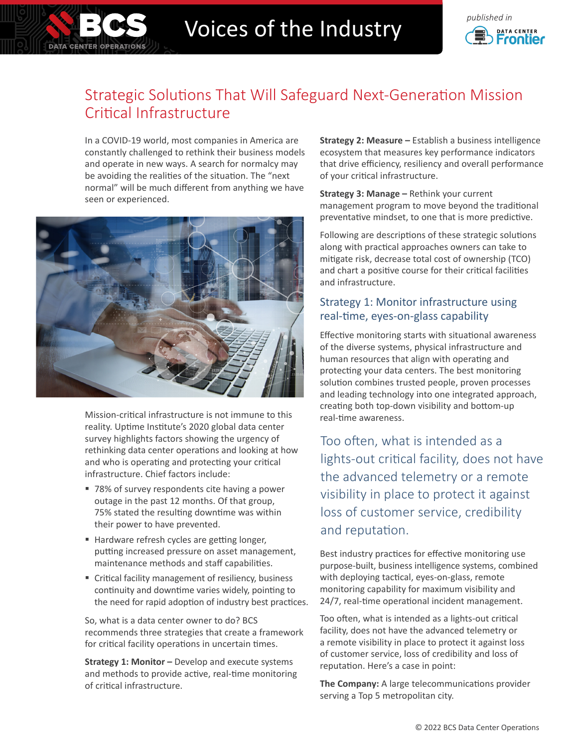# Strategic Solutions That Will Safeguard Next-Generation Mission Critical Infrastructure

In a COVID-19 world, most companies in America are constantly challenged to rethink their business models and operate in new ways. A search for normalcy may be avoiding the realities of the situation. The "next normal" will be much different from anything we have seen or experienced.

Mission-critical infrastructure is not immune to this reality. Uptime Institute's 2020 global data center survey highlights factors showing the urgency of rethinking data center operations and looking at how and who is operating and protecting your critical infrastructure. Chief factors include:

- 78% of survey respondents cite having a power outage in the past 12 months. Of that group, 75% stated the resulting downtime was within their power to have prevented.
- Hardware refresh cycles are getting longer, putting increased pressure on asset management, maintenance methods and staff capabilities.
- Critical facility management of resiliency, business continuity and downtime varies widely, pointing to the need for rapid adoption of industry best practices.

So, what is a data center owner to do? BCS recommends three strategies that create a framework for critical facility operations in uncertain times.

**Strategy 1: Monitor –** Develop and execute systems and methods to provide active, real-time monitoring of critical infrastructure.

**Strategy 2: Measure –** Establish a business intelligence ecosystem that measures key performance indicators that drive efficiency, resiliency and overall performance of your critical infrastructure.

**Strategy 3: Manage –** Rethink your current management program to move beyond the traditional preventative mindset, to one that is more predictive.

Following are descriptions of these strategic solutions along with practical approaches owners can take to mitigate risk, decrease total cost of ownership (TCO) and chart a positive course for their critical facilities and infrastructure.

## Strategy 1: Monitor infrastructure using real-time, eyes-on-glass capability

Effective monitoring starts with situational awareness of the diverse systems, physical infrastructure and human resources that align with operating and protecting your data centers. The best monitoring solution combines trusted people, proven processes and leading technology into one integrated approach, creating both top-down visibility and bottom-up real-time awareness.

> Too often, what is intended as a lights-out critical facility, does not have the advanced telemetry or a remote visibility in place to protect it against loss of customer service, credibility and reputation.

Best industry practices for effective monitoring use purpose-built, business intelligence systems, combined with deploying tactical, eyes-on-glass, remote monitoring capability for maximum visibility and 24/7, real-time operational incident management.

Too often, what is intended as a lights-out critical facility, does not have the advanced telemetry or a remote visibility in place to protect it against loss of customer service, loss of credibility and loss of reputation. Here's a case in point:

**The Company:** A large telecommunications provider serving a Top 5 metropolitan city.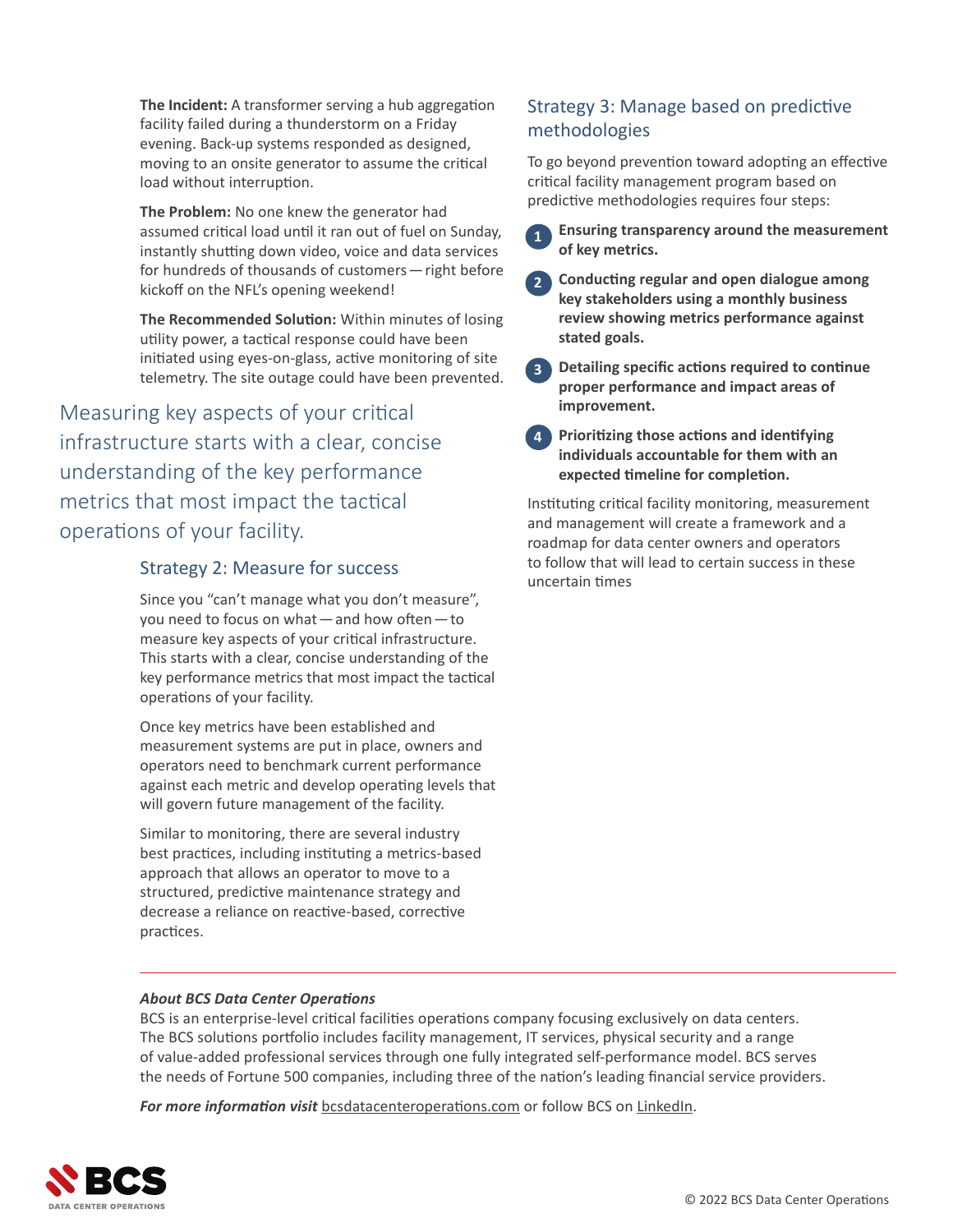**The Incident:** A transformer serving a hub aggregation facility failed during a thunderstorm on a Friday evening. Back-up systems responded as designed, moving to an onsite generator to assume the critical load without interruption.

**The Problem:** No one knew the generator had assumed critical load until it ran out of fuel on Sunday, instantly shutting down video, voice and data services for hundreds of thousands of customers — right before kickoff on the NFL's opening weekend!

**The Recommended Solution:** Within minutes of losing utility power, a tactical response could have been initiated using eyes-on-glass, active monitoring of site telemetry. The site outage could have been prevented.

> Measuring key aspects of your critical infrastructure starts with a clear, concise understanding of the key performance metrics that most impact the tactical operations of your facility.

## Strategy 2: Measure for success

Since you "can't manage what you don't measure", you need to focus on what — and how often — to measure key aspects of your critical infrastructure. This starts with a clear, concise understanding of the key performance metrics that most impact the tactical operations of your facility.

Once key metrics have been established and measurement systems are put in place, owners and operators need to benchmark current performance against each metric and develop operating levels that will govern future management of the facility.

Similar to monitoring, there are several industry best practices, including instituting a metrics-based approach that allows an operator to move to a structured, predictive maintenance strategy and decrease a reliance on reactive-based, corrective practices.

## Strategy 3: Manage based on predictive methodologies

To go beyond prevention toward adopting an effective critical facility management program based on predictive methodologies requires four steps:

1. **Ensuring transparency around the measurement of key metrics.**
2. **Conducting regular and open dialogue among key stakeholders using a monthly business review showing metrics performance against stated goals.**
3. **Detailing specific actions required to continue proper performance and impact areas of improvement.**
4. **Prioritizing those actions and identifying individuals accountable for them with an expected timeline for completion.**

Instituting critical facility monitoring, measurement and management will create a framework and a roadmap for data center owners and operators to follow that will lead to certain success in these uncertain times

---

***About BCS Data Center Operations***

BCS is an enterprise-level critical facilities operations company focusing exclusively on data centers. The BCS solutions portfolio includes facility management, IT services, physical security and a range of value-added professional services through one fully integrated self-performance model. BCS serves the needs of Fortune 500 companies, including three of the nation's leading financial service providers.

***For more information visit*** bcsdatacenteroperations.com or follow BCS on LinkedIn.

BCS DATA CENTER OPERATIONS

© 2022 BCS Data Center Operations